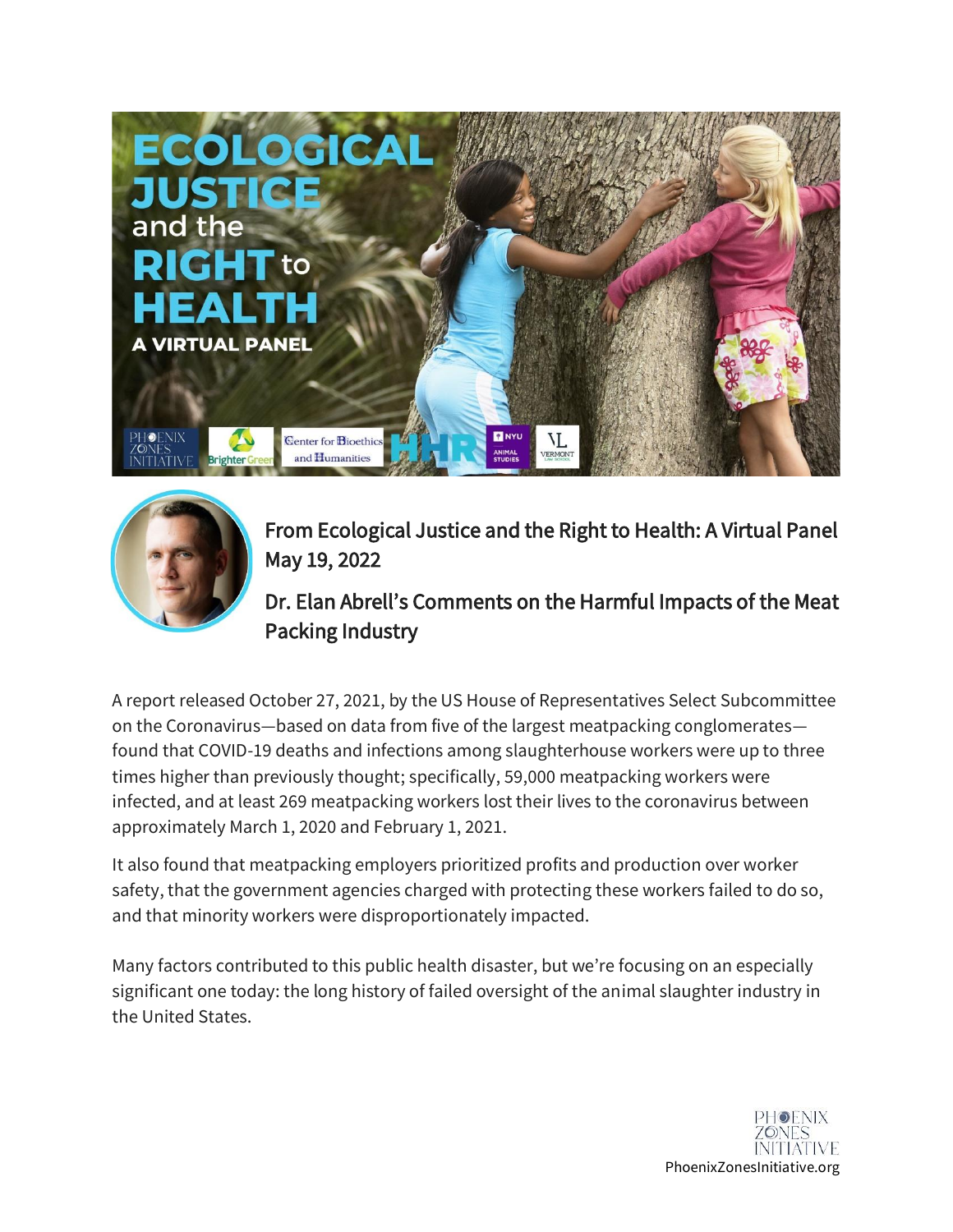# ECOLOGICAL JUSTICE and the RIGHT to HEALTH

**A VIRTUAL PANEL**

PHOENIX ZONES INITIATIVE | Brighter Green | Center for Bioethics and Humanities | HHR | NYU ANIMAL STUDIES | VERMONT LAW SCHOOL

## From Ecological Justice and the Right to Health: A Virtual Panel May 19, 2022

## Dr. Elan Abrell's Comments on the Harmful Impacts of the Meat Packing Industry

A report released October 27, 2021, by the US House of Representatives Select Subcommittee on the Coronavirus—based on data from five of the largest meatpacking conglomerates—found that COVID-19 deaths and infections among slaughterhouse workers were up to three times higher than previously thought; specifically, 59,000 meatpacking workers were infected, and at least 269 meatpacking workers lost their lives to the coronavirus between approximately March 1, 2020 and February 1, 2021.

It also found that meatpacking employers prioritized profits and production over worker safety, that the government agencies charged with protecting these workers failed to do so, and that minority workers were disproportionately impacted.

Many factors contributed to this public health disaster, but we're focusing on an especially significant one today: the long history of failed oversight of the animal slaughter industry in the United States.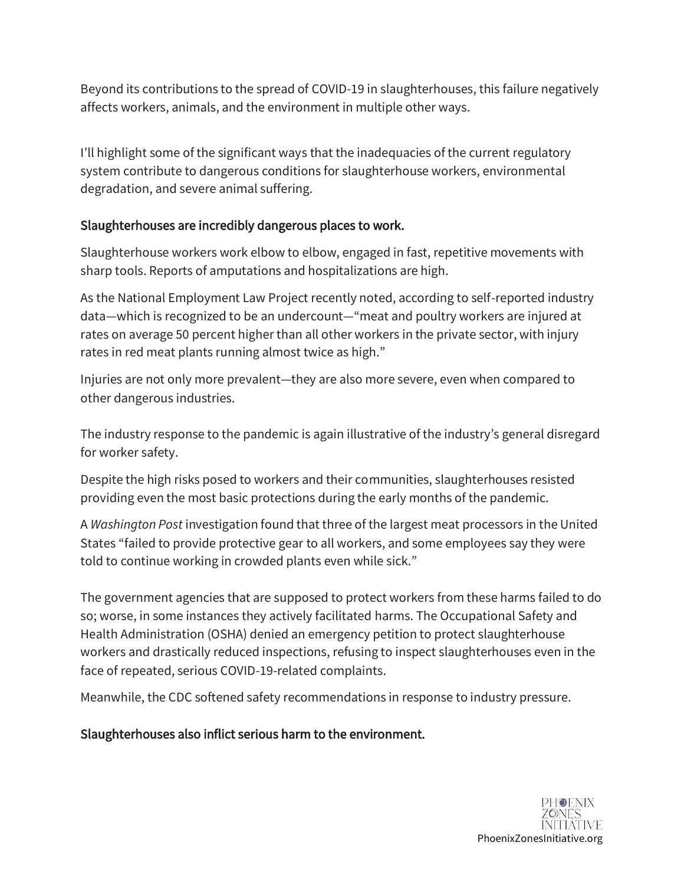Beyond its contributions to the spread of COVID-19 in slaughterhouses, this failure negatively affects workers, animals, and the environment in multiple other ways.

I'll highlight some of the significant ways that the inadequacies of the current regulatory system contribute to dangerous conditions for slaughterhouse workers, environmental degradation, and severe animal suffering.

**Slaughterhouses are incredibly dangerous places to work.**

Slaughterhouse workers work elbow to elbow, engaged in fast, repetitive movements with sharp tools. Reports of amputations and hospitalizations are high.

As the National Employment Law Project recently noted, according to self-reported industry data—which is recognized to be an undercount—"meat and poultry workers are injured at rates on average 50 percent higher than all other workers in the private sector, with injury rates in red meat plants running almost twice as high."

Injuries are not only more prevalent—they are also more severe, even when compared to other dangerous industries.

The industry response to the pandemic is again illustrative of the industry's general disregard for worker safety.

Despite the high risks posed to workers and their communities, slaughterhouses resisted providing even the most basic protections during the early months of the pandemic.

A *Washington Post* investigation found that three of the largest meat processors in the United States "failed to provide protective gear to all workers, and some employees say they were told to continue working in crowded plants even while sick."

The government agencies that are supposed to protect workers from these harms failed to do so; worse, in some instances they actively facilitated harms. The Occupational Safety and Health Administration (OSHA) denied an emergency petition to protect slaughterhouse workers and drastically reduced inspections, refusing to inspect slaughterhouses even in the face of repeated, serious COVID-19-related complaints.

Meanwhile, the CDC softened safety recommendations in response to industry pressure.

**Slaughterhouses also inflict serious harm to the environment.**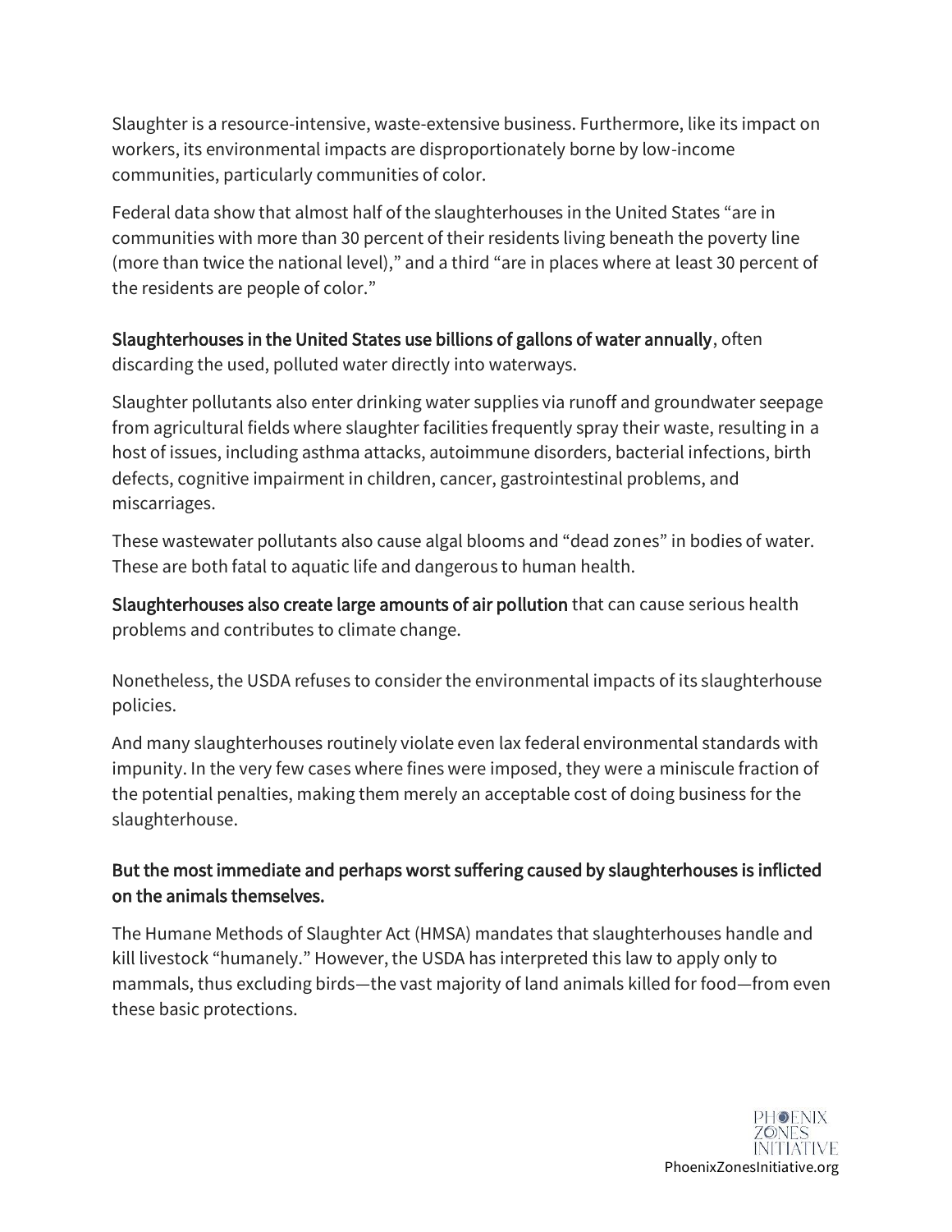Slaughter is a resource-intensive, waste-extensive business. Furthermore, like its impact on workers, its environmental impacts are disproportionately borne by low-income communities, particularly communities of color.

Federal data show that almost half of the slaughterhouses in the United States "are in communities with more than 30 percent of their residents living beneath the poverty line (more than twice the national level)," and a third "are in places where at least 30 percent of the residents are people of color."

**Slaughterhouses in the United States use billions of gallons of water annually**, often discarding the used, polluted water directly into waterways.

Slaughter pollutants also enter drinking water supplies via runoff and groundwater seepage from agricultural fields where slaughter facilities frequently spray their waste, resulting in a host of issues, including asthma attacks, autoimmune disorders, bacterial infections, birth defects, cognitive impairment in children, cancer, gastrointestinal problems, and miscarriages.

These wastewater pollutants also cause algal blooms and "dead zones" in bodies of water. These are both fatal to aquatic life and dangerous to human health.

**Slaughterhouses also create large amounts of air pollution** that can cause serious health problems and contributes to climate change.

Nonetheless, the USDA refuses to consider the environmental impacts of its slaughterhouse policies.

And many slaughterhouses routinely violate even lax federal environmental standards with impunity. In the very few cases where fines were imposed, they were a miniscule fraction of the potential penalties, making them merely an acceptable cost of doing business for the slaughterhouse.

**But the most immediate and perhaps worst suffering caused by slaughterhouses is inflicted on the animals themselves.**

The Humane Methods of Slaughter Act (HMSA) mandates that slaughterhouses handle and kill livestock "humanely." However, the USDA has interpreted this law to apply only to mammals, thus excluding birds—the vast majority of land animals killed for food—from even these basic protections.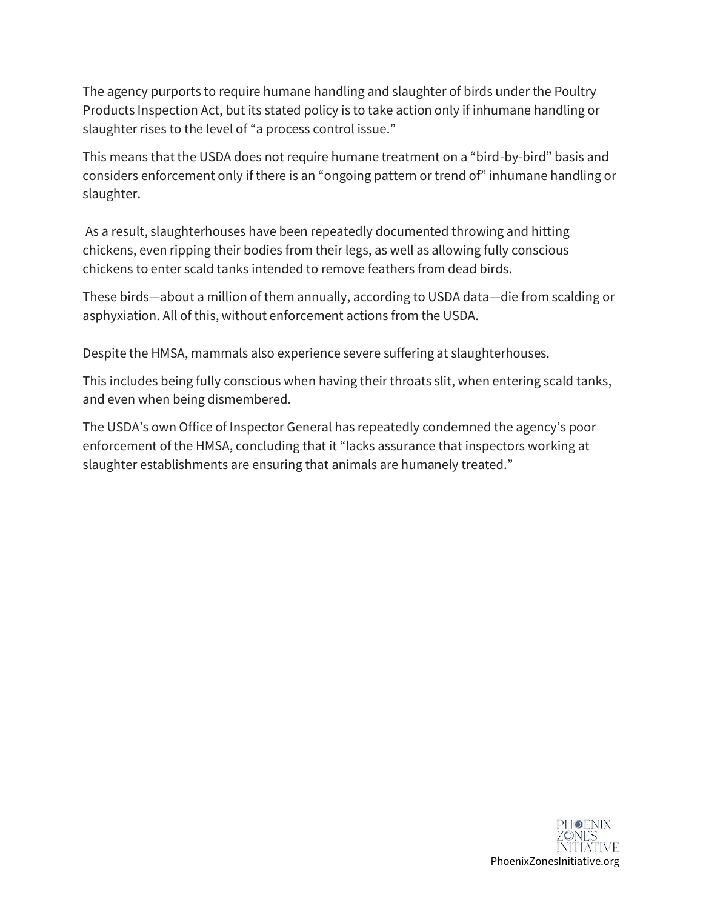The agency purports to require humane handling and slaughter of birds under the Poultry Products Inspection Act, but its stated policy is to take action only if inhumane handling or slaughter rises to the level of "a process control issue."

This means that the USDA does not require humane treatment on a "bird-by-bird" basis and considers enforcement only if there is an "ongoing pattern or trend of" inhumane handling or slaughter.

As a result, slaughterhouses have been repeatedly documented throwing and hitting chickens, even ripping their bodies from their legs, as well as allowing fully conscious chickens to enter scald tanks intended to remove feathers from dead birds.

These birds—about a million of them annually, according to USDA data—die from scalding or asphyxiation. All of this, without enforcement actions from the USDA.

Despite the HMSA, mammals also experience severe suffering at slaughterhouses.

This includes being fully conscious when having their throats slit, when entering scald tanks, and even when being dismembered.

The USDA's own Office of Inspector General has repeatedly condemned the agency's poor enforcement of the HMSA, concluding that it "lacks assurance that inspectors working at slaughter establishments are ensuring that animals are humanely treated."